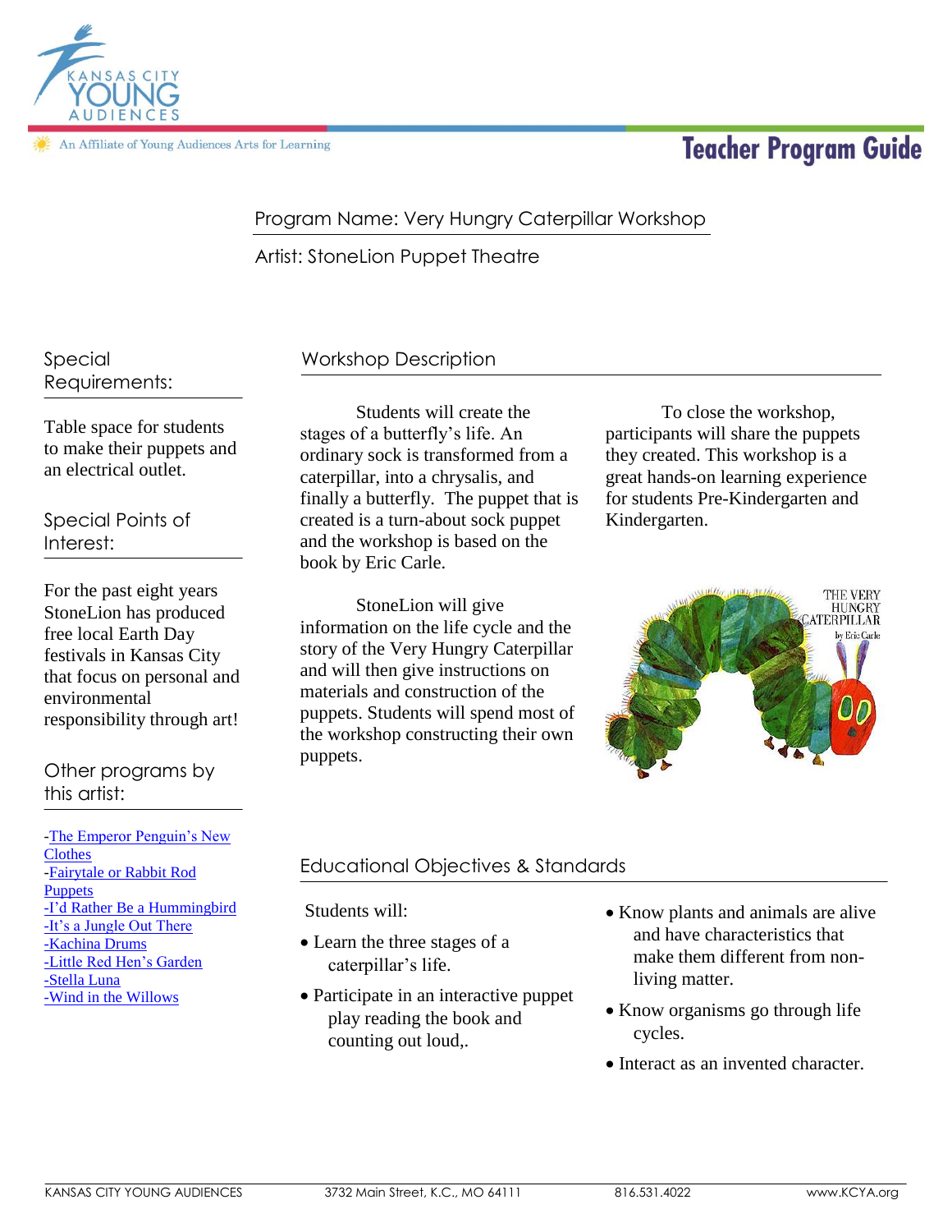KANSAS CITY YOUNG AUDIENCES

An Affiliate of Young Audiences Arts for Learning

# Teacher Program Guide

Program Name: Very Hungry Caterpillar Workshop

Artist: StoneLion Puppet Theatre

## Workshop Description

Students will create the stages of a butterfly's life. An ordinary sock is transformed from a caterpillar, into a chrysalis, and finally a butterfly. The puppet that is created is a turn-about sock puppet and the workshop is based on the book by Eric Carle.

StoneLion will give information on the life cycle and the story of the Very Hungry Caterpillar and will then give instructions on materials and construction of the puppets. Students will spend most of the workshop constructing their own puppets.

To close the workshop, participants will share the puppets they created. This workshop is a great hands-on learning experience for students Pre-Kindergarten and Kindergarten.

## Educational Objectives & Standards

Students will:

- Learn the three stages of a caterpillar's life.
- Participate in an interactive puppet play reading the book and counting out loud,.
- Know plants and animals are alive and have characteristics that make them different from non-living matter.
- Know organisms go through life cycles.
- Interact as an invented character.

## Special Requirements:

Table space for students to make their puppets and an electrical outlet.

## Special Points of Interest:

For the past eight years StoneLion has produced free local Earth Day festivals in Kansas City that focus on personal and environmental responsibility through art!

## Other programs by this artist:

- -The Emperor Penguin's New Clothes
- -Fairytale or Rabbit Rod Puppets
- -I'd Rather Be a Hummingbird
- -It's a Jungle Out There
- -Kachina Drums
- -Little Red Hen's Garden
- -Stella Luna
- -Wind in the Willows

KANSAS CITY YOUNG AUDIENCES 3732 Main Street, K.C., MO 64111 816.531.4022 www.KCYA.org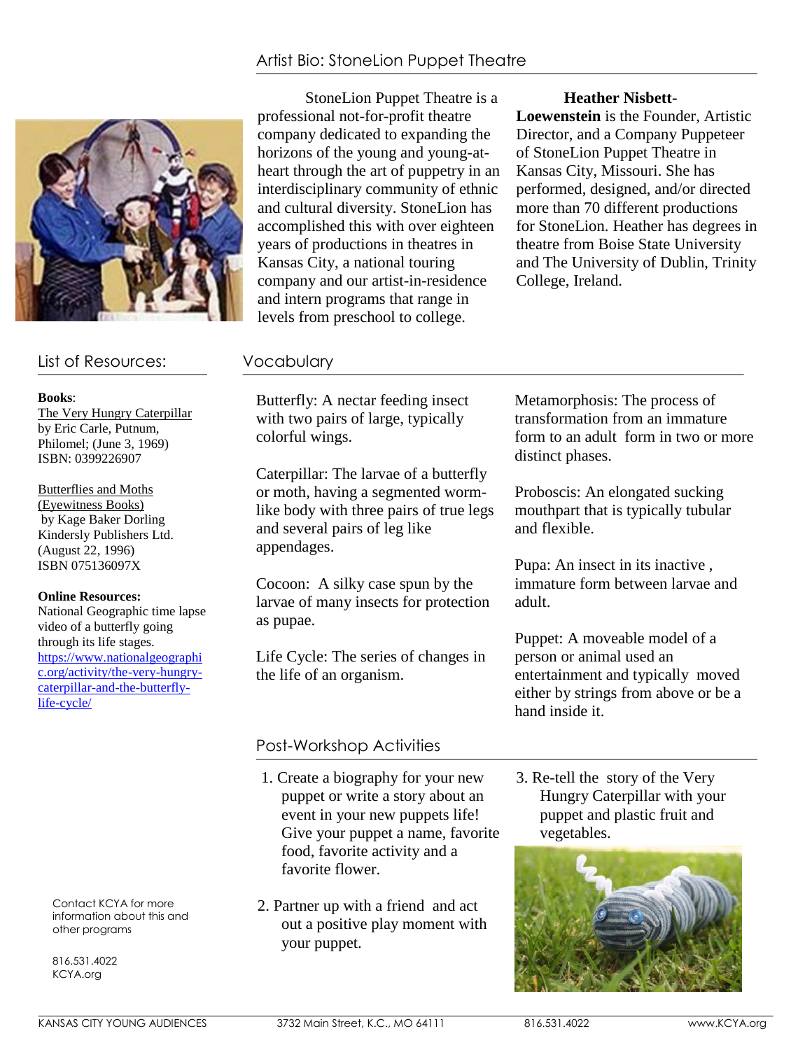## Artist Bio: StoneLion Puppet Theatre

StoneLion Puppet Theatre is a professional not-for-profit theatre company dedicated to expanding the horizons of the young and young-at-heart through the art of puppetry in an interdisciplinary community of ethnic and cultural diversity. StoneLion has accomplished this with over eighteen years of productions in theatres in Kansas City, a national touring company and our artist-in-residence and intern programs that range in levels from preschool to college.

**Heather Nisbett-Loewenstein** is the Founder, Artistic Director, and a Company Puppeteer of StoneLion Puppet Theatre in Kansas City, Missouri. She has performed, designed, and/or directed more than 70 different productions for StoneLion. Heather has degrees in theatre from Boise State University and The University of Dublin, Trinity College, Ireland.

## List of Resources:

**Books**:

The Very Hungry Caterpillar by Eric Carle, Putnum, Philomel; (June 3, 1969) ISBN: 0399226907

Butterflies and Moths (Eyewitness Books) by Kage Baker Dorling Kindersly Publishers Ltd. (August 22, 1996) ISBN 075136097X

**Online Resources:**

National Geographic time lapse video of a butterfly going through its life stages.
https://www.nationalgeographic.org/activity/the-very-hungry-caterpillar-and-the-butterfly-life-cycle/

Contact KCYA for more information about this and other programs

816.531.4022
KCYA.org

## Vocabulary

Butterfly: A nectar feeding insect with two pairs of large, typically colorful wings.

Caterpillar: The larvae of a butterfly or moth, having a segmented worm-like body with three pairs of true legs and several pairs of leg like appendages.

Cocoon: A silky case spun by the larvae of many insects for protection as pupae.

Life Cycle: The series of changes in the life of an organism.

Metamorphosis: The process of transformation from an immature form to an adult form in two or more distinct phases.

Proboscis: An elongated sucking mouthpart that is typically tubular and flexible.

Pupa: An insect in its inactive , immature form between larvae and adult.

Puppet: A moveable model of a person or animal used an entertainment and typically moved either by strings from above or be a hand inside it.

## Post-Workshop Activities

1. Create a biography for your new puppet or write a story about an event in your new puppets life! Give your puppet a name, favorite food, favorite activity and a favorite flower.
2. Partner up with a friend and act out a positive play moment with your puppet.
3. Re-tell the story of the Very Hungry Caterpillar with your puppet and plastic fruit and vegetables.